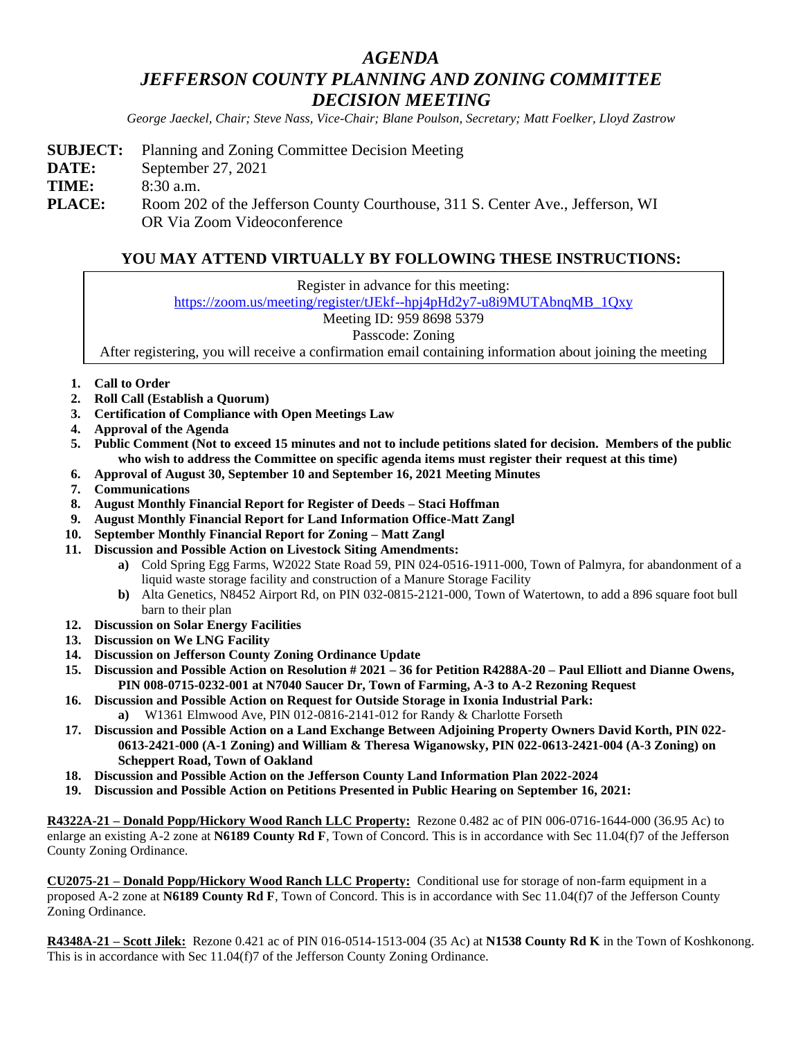# *AGENDA*
# *JEFFERSON COUNTY PLANNING AND ZONING COMMITTEE DECISION MEETING*

*George Jaeckel, Chair; Steve Nass, Vice-Chair; Blane Poulson, Secretary; Matt Foelker, Lloyd Zastrow*

**SUBJECT:** Planning and Zoning Committee Decision Meeting
**DATE:** September 27, 2021
**TIME:** 8:30 a.m.
**PLACE:** Room 202 of the Jefferson County Courthouse, 311 S. Center Ave., Jefferson, WI OR Via Zoom Videoconference

## YOU MAY ATTEND VIRTUALLY BY FOLLOWING THESE INSTRUCTIONS:

Register in advance for this meeting:
https://zoom.us/meeting/register/tJEkf--hpj4pHd2y7-u8i9MUTAbnqMB_1Qxy
Meeting ID: 959 8698 5379
Passcode: Zoning
After registering, you will receive a confirmation email containing information about joining the meeting

1. **Call to Order**
2. **Roll Call (Establish a Quorum)**
3. **Certification of Compliance with Open Meetings Law**
4. **Approval of the Agenda**
5. **Public Comment (Not to exceed 15 minutes and not to include petitions slated for decision. Members of the public who wish to address the Committee on specific agenda items must register their request at this time)**
6. **Approval of August 30, September 10 and September 16, 2021 Meeting Minutes**
7. **Communications**
8. **August Monthly Financial Report for Register of Deeds – Staci Hoffman**
9. **August Monthly Financial Report for Land Information Office-Matt Zangl**
10. **September Monthly Financial Report for Zoning – Matt Zangl**
11. **Discussion and Possible Action on Livestock Siting Amendments:**
    - **a)** Cold Spring Egg Farms, W2022 State Road 59, PIN 024-0516-1911-000, Town of Palmyra, for abandonment of a liquid waste storage facility and construction of a Manure Storage Facility
    - **b)** Alta Genetics, N8452 Airport Rd, on PIN 032-0815-2121-000, Town of Watertown, to add a 896 square foot bull barn to their plan
12. **Discussion on Solar Energy Facilities**
13. **Discussion on We LNG Facility**
14. **Discussion on Jefferson County Zoning Ordinance Update**
15. **Discussion and Possible Action on Resolution # 2021 – 36 for Petition R4288A-20 – Paul Elliott and Dianne Owens, PIN 008-0715-0232-001 at N7040 Saucer Dr, Town of Farming, A-3 to A-2 Rezoning Request**
16. **Discussion and Possible Action on Request for Outside Storage in Ixonia Industrial Park:**
    - **a)** W1361 Elmwood Ave, PIN 012-0816-2141-012 for Randy & Charlotte Forseth
17. **Discussion and Possible Action on a Land Exchange Between Adjoining Property Owners David Korth, PIN 022-0613-2421-000 (A-1 Zoning) and William & Theresa Wiganowsky, PIN 022-0613-2421-004 (A-3 Zoning) on Scheppert Road, Town of Oakland**
18. **Discussion and Possible Action on the Jefferson County Land Information Plan 2022-2024**
19. **Discussion and Possible Action on Petitions Presented in Public Hearing on September 16, 2021:**

**R4322A-21 – Donald Popp/Hickory Wood Ranch LLC Property:** Rezone 0.482 ac of PIN 006-0716-1644-000 (36.95 Ac) to enlarge an existing A-2 zone at **N6189 County Rd F**, Town of Concord. This is in accordance with Sec 11.04(f)7 of the Jefferson County Zoning Ordinance.

**CU2075-21 – Donald Popp/Hickory Wood Ranch LLC Property:** Conditional use for storage of non-farm equipment in a proposed A-2 zone at **N6189 County Rd F**, Town of Concord. This is in accordance with Sec 11.04(f)7 of the Jefferson County Zoning Ordinance.

**R4348A-21 – Scott Jilek:** Rezone 0.421 ac of PIN 016-0514-1513-004 (35 Ac) at **N1538 County Rd K** in the Town of Koshkonong. This is in accordance with Sec 11.04(f)7 of the Jefferson County Zoning Ordinance.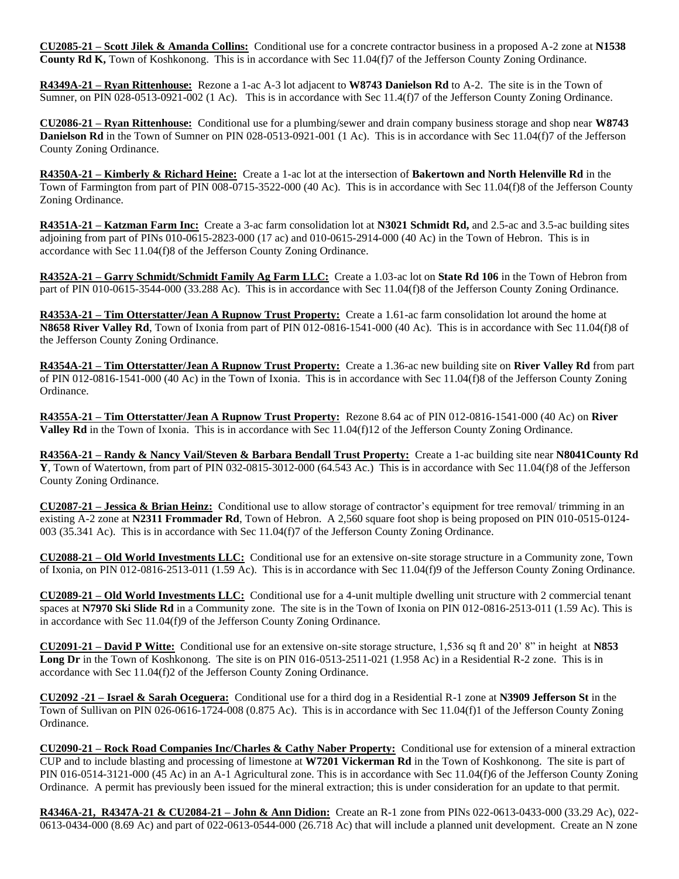**CU2085-21 – Scott Jilek & Amanda Collins:** Conditional use for a concrete contractor business in a proposed A-2 zone at **N1538 County Rd K,** Town of Koshkonong. This is in accordance with Sec 11.04(f)7 of the Jefferson County Zoning Ordinance.

**R4349A-21 – Ryan Rittenhouse:** Rezone a 1-ac A-3 lot adjacent to **W8743 Danielson Rd** to A-2. The site is in the Town of Sumner, on PIN 028-0513-0921-002 (1 Ac). This is in accordance with Sec 11.4(f)7 of the Jefferson County Zoning Ordinance.

**CU2086-21 – Ryan Rittenhouse:** Conditional use for a plumbing/sewer and drain company business storage and shop near **W8743 Danielson Rd** in the Town of Sumner on PIN 028-0513-0921-001 (1 Ac). This is in accordance with Sec 11.04(f)7 of the Jefferson County Zoning Ordinance.

**R4350A-21 – Kimberly & Richard Heine:** Create a 1-ac lot at the intersection of **Bakertown and North Helenville Rd** in the Town of Farmington from part of PIN 008-0715-3522-000 (40 Ac). This is in accordance with Sec 11.04(f)8 of the Jefferson County Zoning Ordinance.

**R4351A-21 – Katzman Farm Inc:** Create a 3-ac farm consolidation lot at **N3021 Schmidt Rd,** and 2.5-ac and 3.5-ac building sites adjoining from part of PINs 010-0615-2823-000 (17 ac) and 010-0615-2914-000 (40 Ac) in the Town of Hebron. This is in accordance with Sec 11.04(f)8 of the Jefferson County Zoning Ordinance.

**R4352A-21 – Garry Schmidt/Schmidt Family Ag Farm LLC:** Create a 1.03-ac lot on **State Rd 106** in the Town of Hebron from part of PIN 010-0615-3544-000 (33.288 Ac). This is in accordance with Sec 11.04(f)8 of the Jefferson County Zoning Ordinance.

**R4353A-21 – Tim Otterstatter/Jean A Rupnow Trust Property:** Create a 1.61-ac farm consolidation lot around the home at **N8658 River Valley Rd**, Town of Ixonia from part of PIN 012-0816-1541-000 (40 Ac). This is in accordance with Sec 11.04(f)8 of the Jefferson County Zoning Ordinance.

**R4354A-21 – Tim Otterstatter/Jean A Rupnow Trust Property:** Create a 1.36-ac new building site on **River Valley Rd** from part of PIN 012-0816-1541-000 (40 Ac) in the Town of Ixonia. This is in accordance with Sec 11.04(f)8 of the Jefferson County Zoning Ordinance.

**R4355A-21 – Tim Otterstatter/Jean A Rupnow Trust Property:** Rezone 8.64 ac of PIN 012-0816-1541-000 (40 Ac) on **River Valley Rd** in the Town of Ixonia. This is in accordance with Sec 11.04(f)12 of the Jefferson County Zoning Ordinance.

**R4356A-21 – Randy & Nancy Vail/Steven & Barbara Bendall Trust Property:** Create a 1-ac building site near **N8041County Rd Y**, Town of Watertown, from part of PIN 032-0815-3012-000 (64.543 Ac.) This is in accordance with Sec 11.04(f)8 of the Jefferson County Zoning Ordinance.

**CU2087-21 – Jessica & Brian Heinz:** Conditional use to allow storage of contractor's equipment for tree removal/ trimming in an existing A-2 zone at **N2311 Frommader Rd**, Town of Hebron. A 2,560 square foot shop is being proposed on PIN 010-0515-0124-003 (35.341 Ac). This is in accordance with Sec 11.04(f)7 of the Jefferson County Zoning Ordinance.

**CU2088-21 – Old World Investments LLC:** Conditional use for an extensive on-site storage structure in a Community zone, Town of Ixonia, on PIN 012-0816-2513-011 (1.59 Ac). This is in accordance with Sec 11.04(f)9 of the Jefferson County Zoning Ordinance.

**CU2089-21 – Old World Investments LLC:** Conditional use for a 4-unit multiple dwelling unit structure with 2 commercial tenant spaces at **N7970 Ski Slide Rd** in a Community zone. The site is in the Town of Ixonia on PIN 012-0816-2513-011 (1.59 Ac). This is in accordance with Sec 11.04(f)9 of the Jefferson County Zoning Ordinance.

**CU2091-21 – David P Witte:** Conditional use for an extensive on-site storage structure, 1,536 sq ft and 20' 8" in height at **N853 Long Dr** in the Town of Koshkonong. The site is on PIN 016-0513-2511-021 (1.958 Ac) in a Residential R-2 zone. This is in accordance with Sec 11.04(f)2 of the Jefferson County Zoning Ordinance.

**CU2092 -21 – Israel & Sarah Oceguera:** Conditional use for a third dog in a Residential R-1 zone at **N3909 Jefferson St** in the Town of Sullivan on PIN 026-0616-1724-008 (0.875 Ac). This is in accordance with Sec 11.04(f)1 of the Jefferson County Zoning Ordinance.

**CU2090-21 – Rock Road Companies Inc/Charles & Cathy Naber Property:** Conditional use for extension of a mineral extraction CUP and to include blasting and processing of limestone at **W7201 Vickerman Rd** in the Town of Koshkonong. The site is part of PIN 016-0514-3121-000 (45 Ac) in an A-1 Agricultural zone. This is in accordance with Sec 11.04(f)6 of the Jefferson County Zoning Ordinance. A permit has previously been issued for the mineral extraction; this is under consideration for an update to that permit.

**R4346A-21, R4347A-21 & CU2084-21 – John & Ann Didion:** Create an R-1 zone from PINs 022-0613-0433-000 (33.29 Ac), 022-0613-0434-000 (8.69 Ac) and part of 022-0613-0544-000 (26.718 Ac) that will include a planned unit development. Create an N zone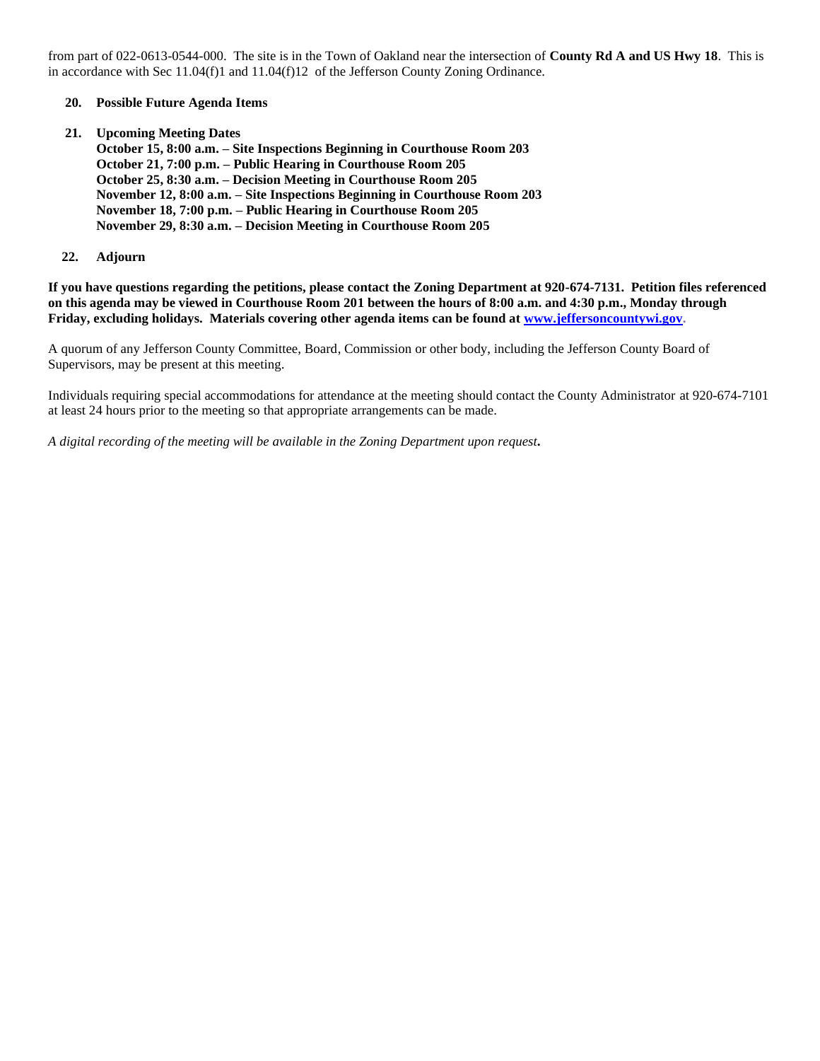from part of 022-0613-0544-000. The site is in the Town of Oakland near the intersection of **County Rd A and US Hwy 18**. This is in accordance with Sec 11.04(f)1 and 11.04(f)12 of the Jefferson County Zoning Ordinance.

20. **Possible Future Agenda Items**

21. **Upcoming Meeting Dates**
    **October 15, 8:00 a.m. – Site Inspections Beginning in Courthouse Room 203**
    **October 21, 7:00 p.m. – Public Hearing in Courthouse Room 205**
    **October 25, 8:30 a.m. – Decision Meeting in Courthouse Room 205**
    **November 12, 8:00 a.m. – Site Inspections Beginning in Courthouse Room 203**
    **November 18, 7:00 p.m. – Public Hearing in Courthouse Room 205**
    **November 29, 8:30 a.m. – Decision Meeting in Courthouse Room 205**

22. **Adjourn**

**If you have questions regarding the petitions, please contact the Zoning Department at 920-674-7131. Petition files referenced on this agenda may be viewed in Courthouse Room 201 between the hours of 8:00 a.m. and 4:30 p.m., Monday through Friday, excluding holidays. Materials covering other agenda items can be found at [www.jeffersoncountywi.gov](http://www.jeffersoncountywi.gov).**

A quorum of any Jefferson County Committee, Board, Commission or other body, including the Jefferson County Board of Supervisors, may be present at this meeting.

Individuals requiring special accommodations for attendance at the meeting should contact the County Administrator at 920-674-7101 at least 24 hours prior to the meeting so that appropriate arrangements can be made.

*A digital recording of the meeting will be available in the Zoning Department upon request.*